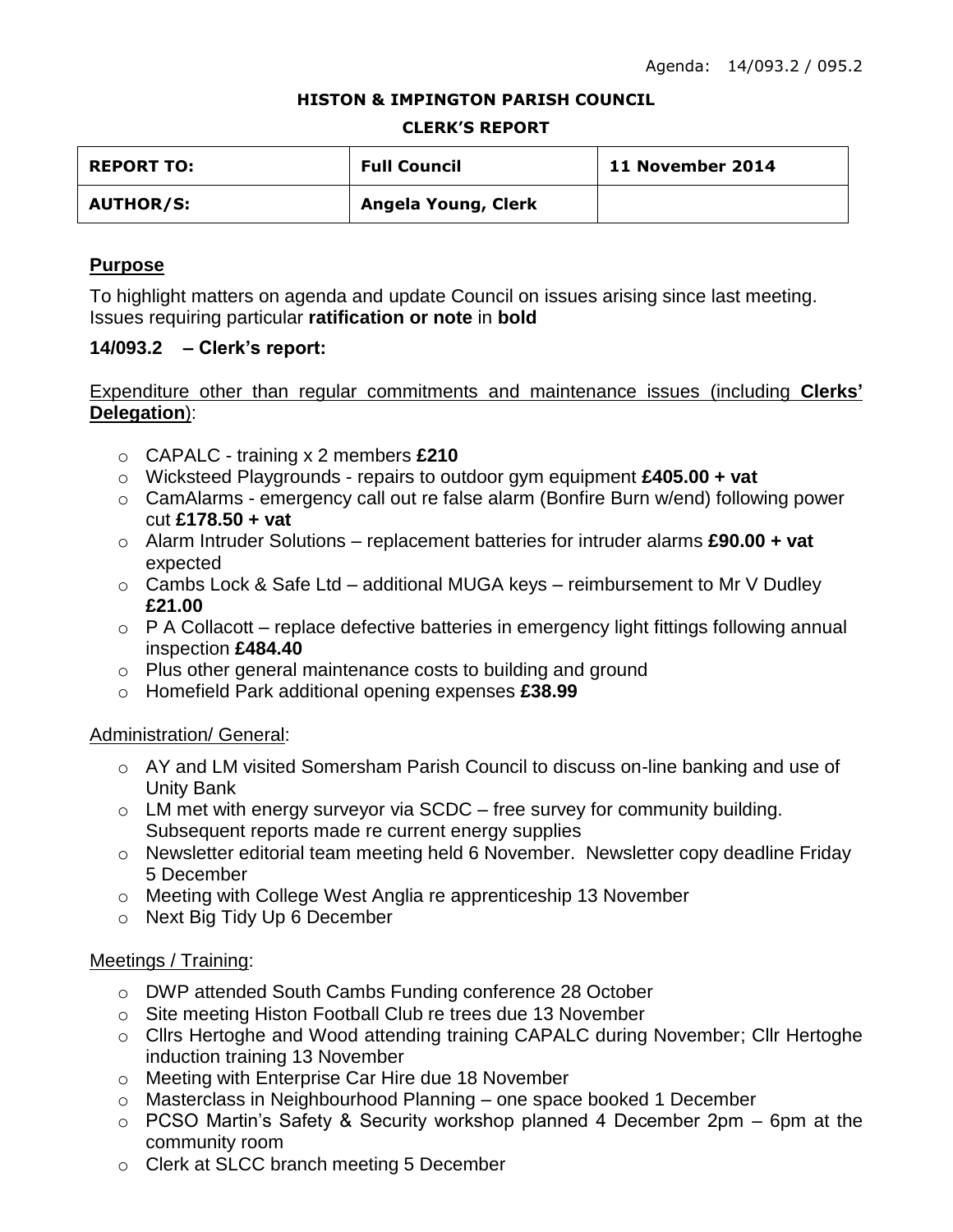Agenda: 14/093.2 / 095.2

**HISTON & IMPINGTON PARISH COUNCIL**

**CLERK'S REPORT**

| REPORT TO: | Full Council | 11 November 2014 |
|---|---|---|
| AUTHOR/S: | Angela Young, Clerk | |

## Purpose

To highlight matters on agenda and update Council on issues arising since last meeting. Issues requiring particular **ratification or note** in **bold**

### 14/093.2 – Clerk's report:

Expenditure other than regular commitments and maintenance issues (including **Clerks' Delegation**):

- CAPALC - training x 2 members **£210**
- Wicksteed Playgrounds - repairs to outdoor gym equipment **£405.00 + vat**
- CamAlarms - emergency call out re false alarm (Bonfire Burn w/end) following power cut **£178.50 + vat**
- Alarm Intruder Solutions – replacement batteries for intruder alarms **£90.00 + vat** expected
- Cambs Lock & Safe Ltd – additional MUGA keys – reimbursement to Mr V Dudley **£21.00**
- P A Collacott – replace defective batteries in emergency light fittings following annual inspection **£484.40**
- Plus other general maintenance costs to building and ground
- Homefield Park additional opening expenses **£38.99**

Administration/ General:

- AY and LM visited Somersham Parish Council to discuss on-line banking and use of Unity Bank
- LM met with energy surveyor via SCDC – free survey for community building. Subsequent reports made re current energy supplies
- Newsletter editorial team meeting held 6 November. Newsletter copy deadline Friday 5 December
- Meeting with College West Anglia re apprenticeship 13 November
- Next Big Tidy Up 6 December

Meetings / Training:

- DWP attended South Cambs Funding conference 28 October
- Site meeting Histon Football Club re trees due 13 November
- Cllrs Hertoghe and Wood attending training CAPALC during November; Cllr Hertoghe induction training 13 November
- Meeting with Enterprise Car Hire due 18 November
- Masterclass in Neighbourhood Planning – one space booked 1 December
- PCSO Martin's Safety & Security workshop planned 4 December 2pm – 6pm at the community room
- Clerk at SLCC branch meeting 5 December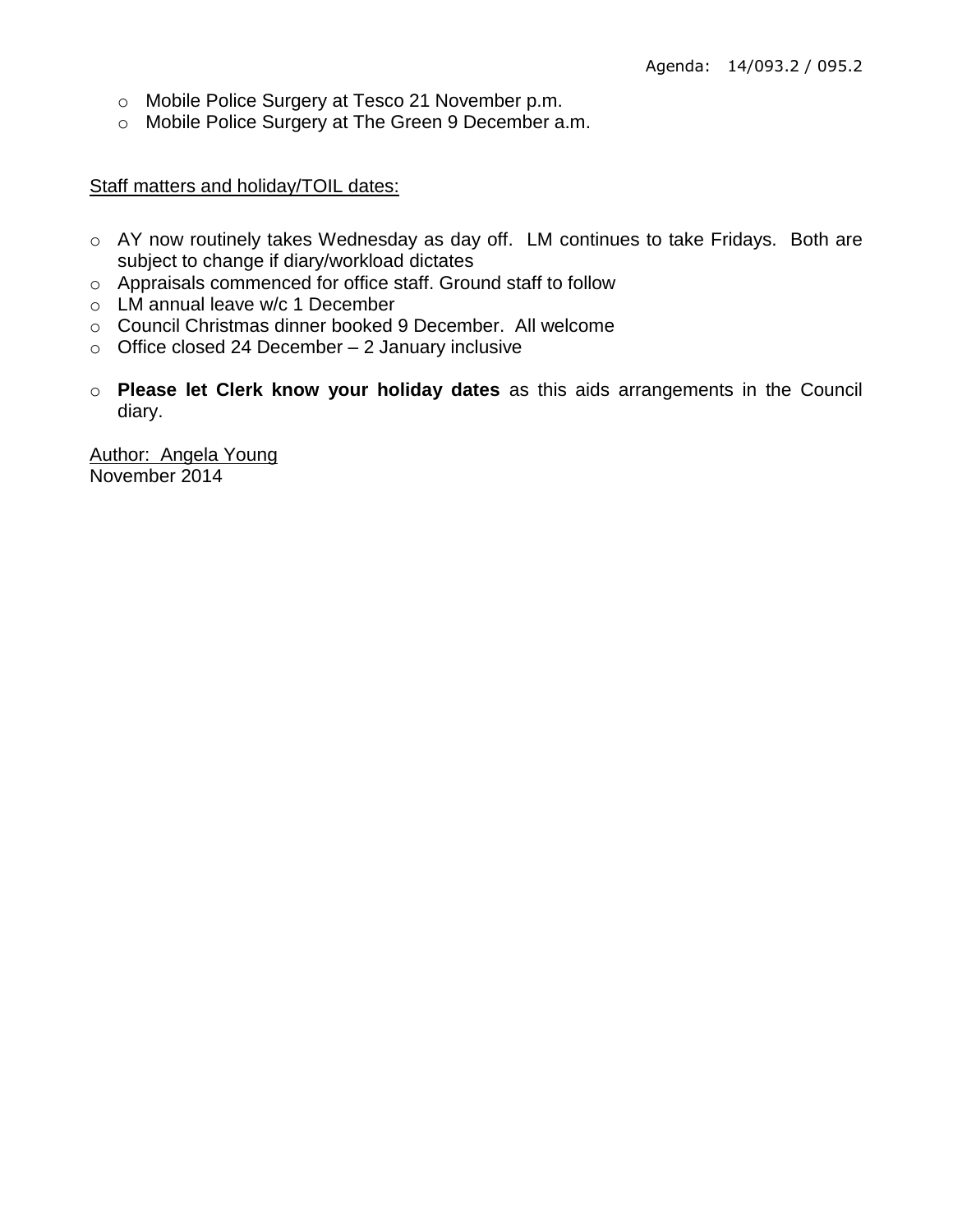Agenda: 14/093.2 / 095.2

- Mobile Police Surgery at Tesco 21 November p.m.
- Mobile Police Surgery at The Green 9 December a.m.

Staff matters and holiday/TOIL dates:

- AY now routinely takes Wednesday as day off. LM continues to take Fridays. Both are subject to change if diary/workload dictates
- Appraisals commenced for office staff. Ground staff to follow
- LM annual leave w/c 1 December
- Council Christmas dinner booked 9 December. All welcome
- Office closed 24 December – 2 January inclusive

- **Please let Clerk know your holiday dates** as this aids arrangements in the Council diary.

Author: Angela Young
November 2014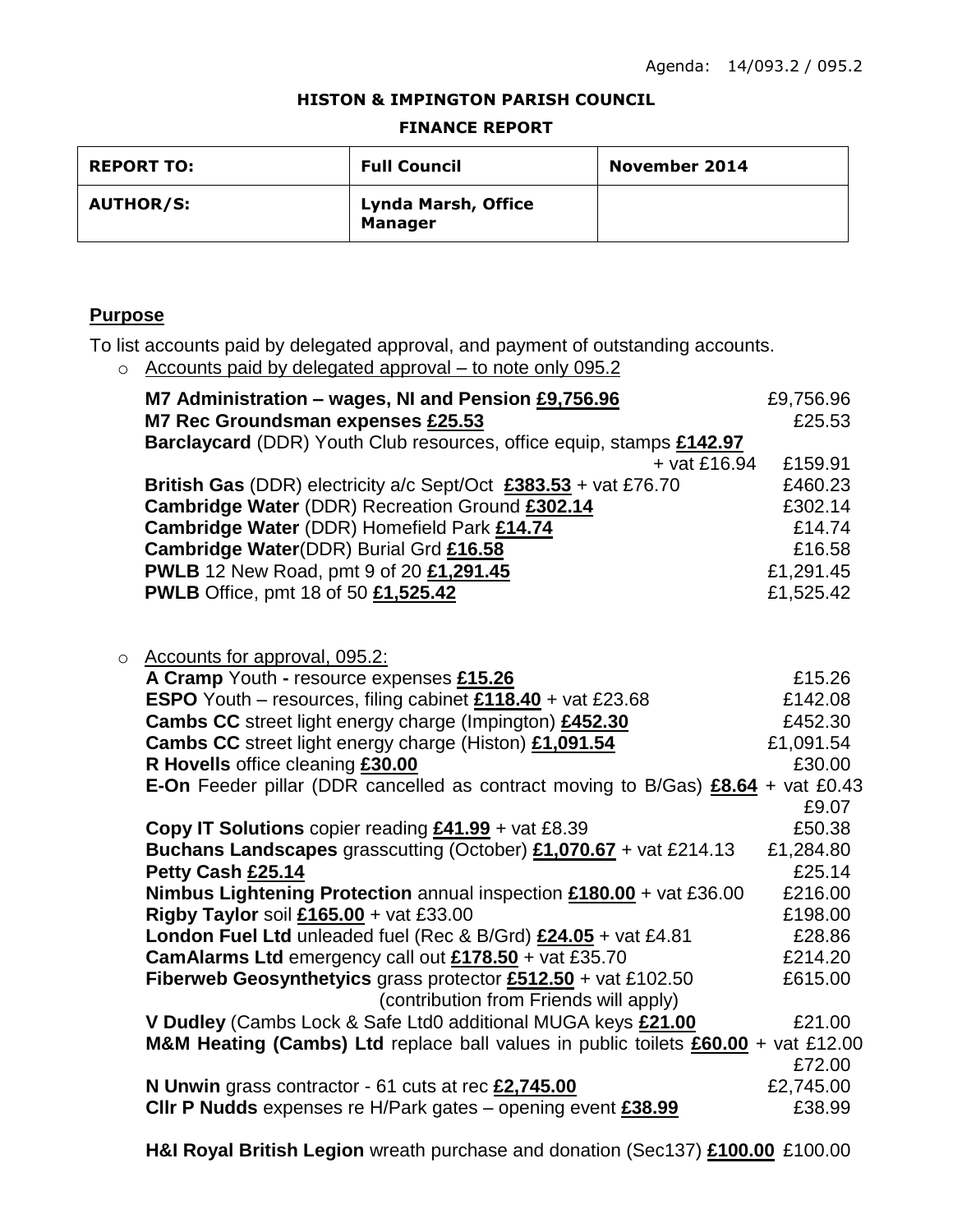Agenda: 14/093.2 / 095.2

**HISTON & IMPINGTON PARISH COUNCIL**

**FINANCE REPORT**

| **REPORT TO:** | **Full Council** | **November 2014** |
|---|---|---|
| **AUTHOR/S:** | **Lynda Marsh, Office Manager** | |

## Purpose

To list accounts paid by delegated approval, and payment of outstanding accounts.

- Accounts paid by delegated approval – to note only 095.2

| | |
|---|---|
| **M7 Administration – wages, NI and Pension £9,756.96** | £9,756.96 |
| **M7 Rec Groundsman expenses £25.53** | £25.53 |
| **Barclaycard** (DDR) Youth Club resources, office equip, stamps **£142.97** + vat £16.94 | £159.91 |
| **British Gas** (DDR) electricity a/c Sept/Oct **£383.53** + vat £76.70 | £460.23 |
| **Cambridge Water** (DDR) Recreation Ground **£302.14** | £302.14 |
| **Cambridge Water** (DDR) Homefield Park **£14.74** | £14.74 |
| **Cambridge Water**(DDR) Burial Grd **£16.58** | £16.58 |
| **PWLB** 12 New Road, pmt 9 of 20 **£1,291.45** | £1,291.45 |
| **PWLB** Office, pmt 18 of 50 **£1,525.42** | £1,525.42 |

- Accounts for approval, 095.2:

| | |
|---|---|
| **A Cramp** Youth **-** resource expenses **£15.26** | £15.26 |
| **ESPO** Youth – resources, filing cabinet **£118.40** + vat £23.68 | £142.08 |
| **Cambs CC** street light energy charge (Impington) **£452.30** | £452.30 |
| **Cambs CC** street light energy charge (Histon) **£1,091.54** | £1,091.54 |
| **R Hovells** office cleaning **£30.00** | £30.00 |
| **E-On** Feeder pillar (DDR cancelled as contract moving to B/Gas) **£8.64** + vat £0.43 | £9.07 |
| **Copy IT Solutions** copier reading **£41.99** + vat £8.39 | £50.38 |
| **Buchans Landscapes** grasscutting (October) **£1,070.67** + vat £214.13 | £1,284.80 |
| **Petty Cash £25.14** | £25.14 |
| **Nimbus Lightening Protection** annual inspection **£180.00** + vat £36.00 | £216.00 |
| **Rigby Taylor** soil **£165.00** + vat £33.00 | £198.00 |
| **London Fuel Ltd** unleaded fuel (Rec & B/Grd) **£24.05** + vat £4.81 | £28.86 |
| **CamAlarms Ltd** emergency call out **£178.50** + vat £35.70 | £214.20 |
| **Fiberweb Geosynthetyics** grass protector **£512.50** + vat £102.50 (contribution from Friends will apply) | £615.00 |
| **V Dudley** (Cambs Lock & Safe Ltd0 additional MUGA keys **£21.00** | £21.00 |
| **M&M Heating (Cambs) Ltd** replace ball values in public toilets **£60.00** + vat £12.00 | £72.00 |
| **N Unwin** grass contractor - 61 cuts at rec **£2,745.00** | £2,745.00 |
| **Cllr P Nudds** expenses re H/Park gates – opening event **£38.99** | £38.99 |
| **H&I Royal British Legion** wreath purchase and donation (Sec137) **£100.00** | £100.00 |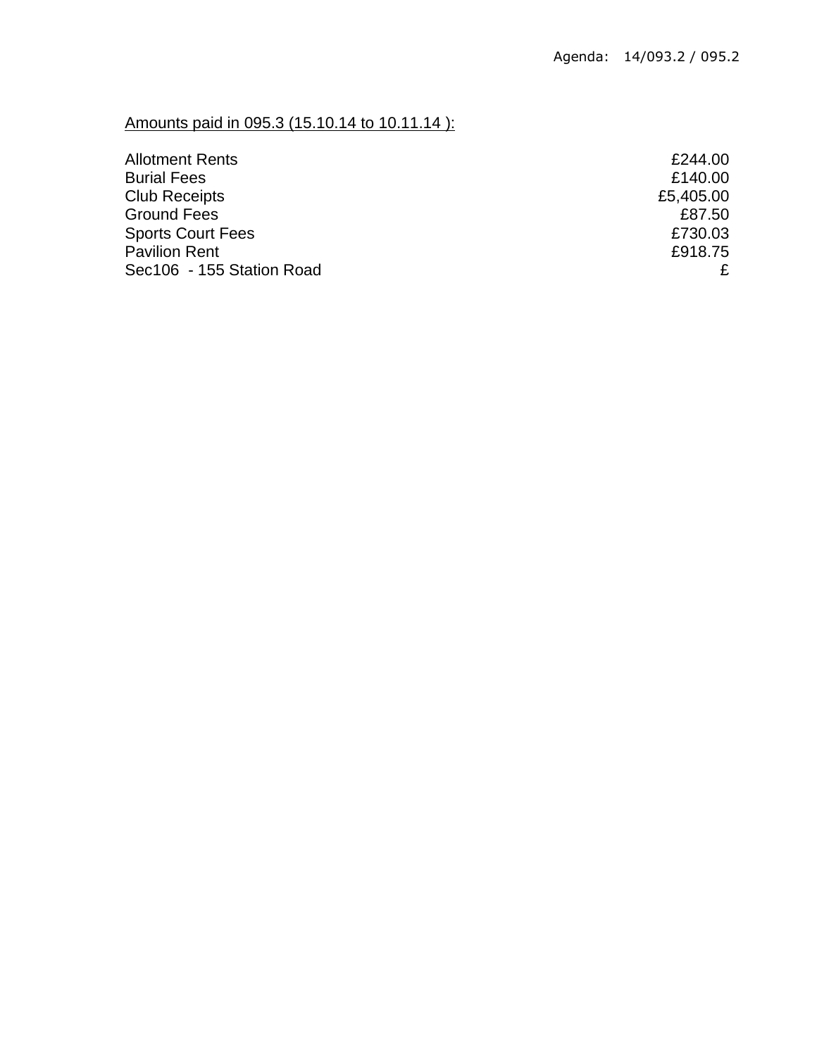Agenda: 14/093.2 / 095.2

<u>Amounts paid in 095.3 (15.10.14 to 10.11.14 ):</u>

| | |
|---|---|
| Allotment Rents | £244.00 |
| Burial Fees | £140.00 |
| Club Receipts | £5,405.00 |
| Ground Fees | £87.50 |
| Sports Court Fees | £730.03 |
| Pavilion Rent | £918.75 |
| Sec106 - 155 Station Road | £ |